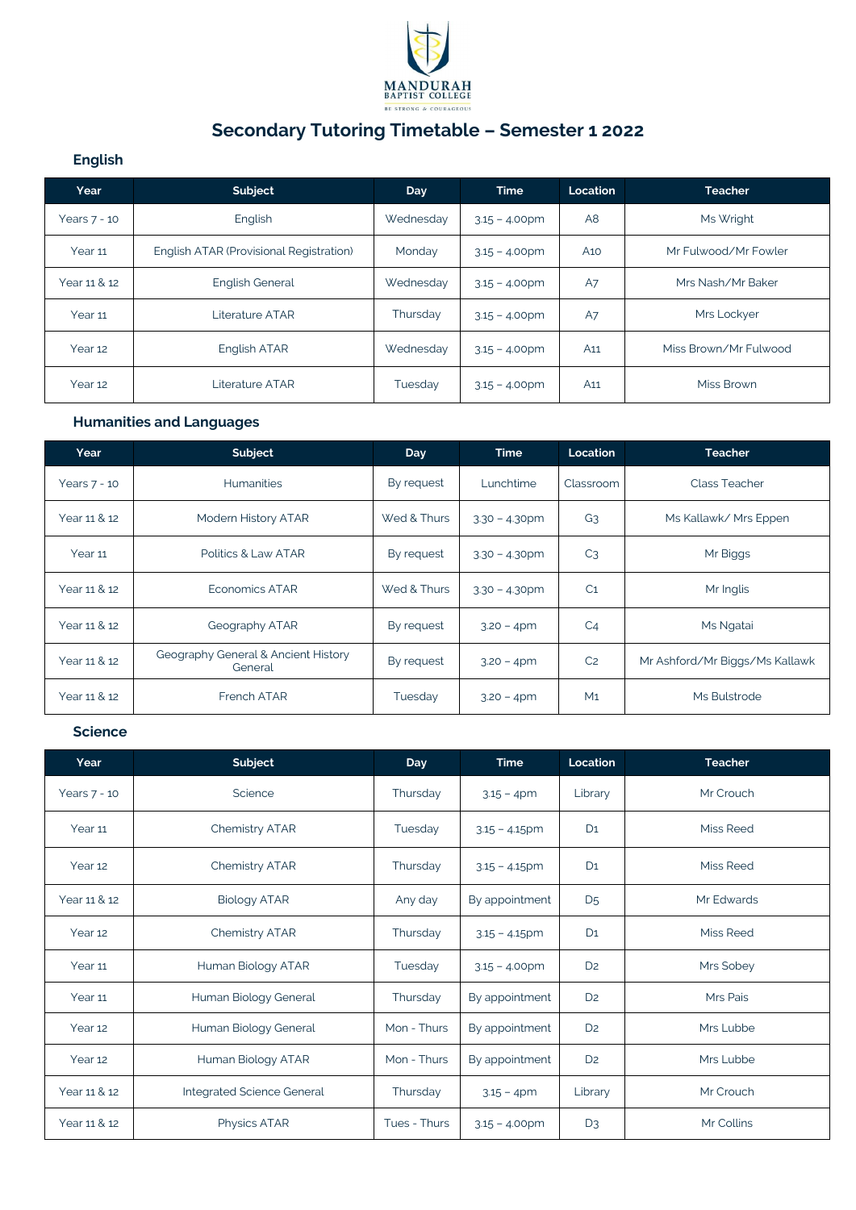MANDURAH BAPTIST COLLEGE

BE STRONG & COURAGEOUS

# Secondary Tutoring Timetable – Semester 1 2022

## English

| Year | Subject | Day | Time | Location | Teacher |
|---|---|---|---|---|---|
| Years 7 - 10 | English | Wednesday | 3.15 – 4.00pm | A8 | Ms Wright |
| Year 11 | English ATAR (Provisional Registration) | Monday | 3.15 – 4.00pm | A10 | Mr Fulwood/Mr Fowler |
| Year 11 & 12 | English General | Wednesday | 3.15 – 4.00pm | A7 | Mrs Nash/Mr Baker |
| Year 11 | Literature ATAR | Thursday | 3.15 – 4.00pm | A7 | Mrs Lockyer |
| Year 12 | English ATAR | Wednesday | 3.15 – 4.00pm | A11 | Miss Brown/Mr Fulwood |
| Year 12 | Literature ATAR | Tuesday | 3.15 – 4.00pm | A11 | Miss Brown |

## Humanities and Languages

| Year | Subject | Day | Time | Location | Teacher |
|---|---|---|---|---|---|
| Years 7 - 10 | Humanities | By request | Lunchtime | Classroom | Class Teacher |
| Year 11 & 12 | Modern History ATAR | Wed & Thurs | 3.30 – 4.30pm | G3 | Ms Kallawk/ Mrs Eppen |
| Year 11 | Politics & Law ATAR | By request | 3.30 – 4.30pm | C3 | Mr Biggs |
| Year 11 & 12 | Economics ATAR | Wed & Thurs | 3.30 – 4.30pm | C1 | Mr Inglis |
| Year 11 & 12 | Geography ATAR | By request | 3.20 – 4pm | C4 | Ms Ngatai |
| Year 11 & 12 | Geography General & Ancient History General | By request | 3.20 – 4pm | C2 | Mr Ashford/Mr Biggs/Ms Kallawk |
| Year 11 & 12 | French ATAR | Tuesday | 3.20 – 4pm | M1 | Ms Bulstrode |

## Science

| Year | Subject | Day | Time | Location | Teacher |
|---|---|---|---|---|---|
| Years 7 - 10 | Science | Thursday | 3.15 – 4pm | Library | Mr Crouch |
| Year 11 | Chemistry ATAR | Tuesday | 3.15 – 4.15pm | D1 | Miss Reed |
| Year 12 | Chemistry ATAR | Thursday | 3.15 – 4.15pm | D1 | Miss Reed |
| Year 11 & 12 | Biology ATAR | Any day | By appointment | D5 | Mr Edwards |
| Year 12 | Chemistry ATAR | Thursday | 3.15 – 4.15pm | D1 | Miss Reed |
| Year 11 | Human Biology ATAR | Tuesday | 3.15 – 4.00pm | D2 | Mrs Sobey |
| Year 11 | Human Biology General | Thursday | By appointment | D2 | Mrs Pais |
| Year 12 | Human Biology General | Mon - Thurs | By appointment | D2 | Mrs Lubbe |
| Year 12 | Human Biology ATAR | Mon - Thurs | By appointment | D2 | Mrs Lubbe |
| Year 11 & 12 | Integrated Science General | Thursday | 3.15 – 4pm | Library | Mr Crouch |
| Year 11 & 12 | Physics ATAR | Tues - Thurs | 3.15 – 4.00pm | D3 | Mr Collins |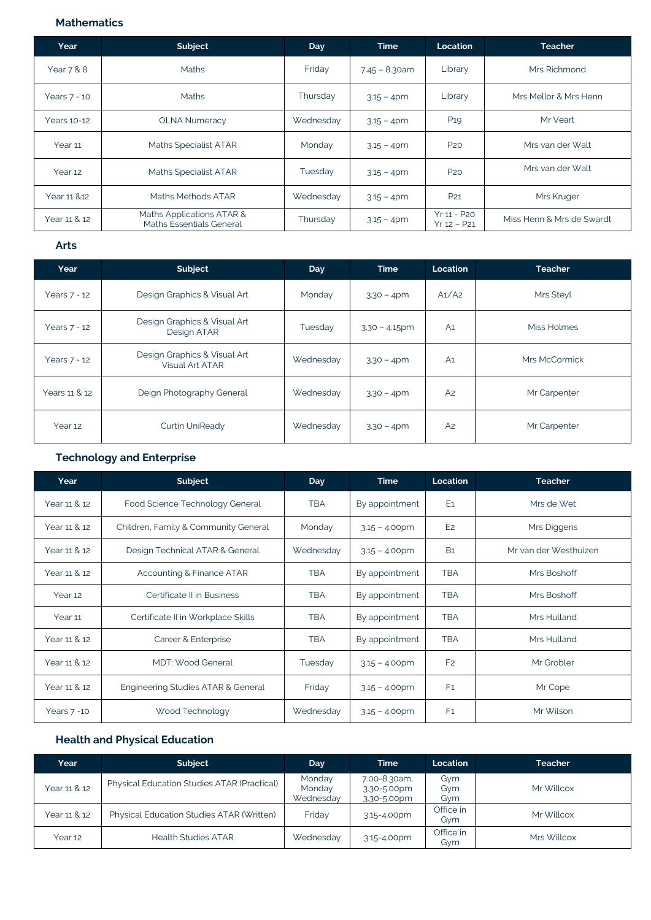## Mathematics

| Year | Subject | Day | Time | Location | Teacher |
|---|---|---|---|---|---|
| Year 7 & 8 | Maths | Friday | 7.45 – 8.30am | Library | Mrs Richmond |
| Years 7 - 10 | Maths | Thursday | 3.15 – 4pm | Library | Mrs Mellor & Mrs Henn |
| Years 10-12 | OLNA Numeracy | Wednesday | 3.15 – 4pm | P19 | Mr Veart |
| Year 11 | Maths Specialist ATAR | Monday | 3.15 – 4pm | P20 | Mrs van der Walt |
| Year 12 | Maths Specialist ATAR | Tuesday | 3.15 – 4pm | P20 | Mrs van der Walt |
| Year 11 &12 | Maths Methods ATAR | Wednesday | 3.15 – 4pm | P21 | Mrs Kruger |
| Year 11 & 12 | Maths Applications ATAR & Maths Essentials General | Thursday | 3.15 – 4pm | Yr 11 - P20 Yr 12 – P21 | Miss Henn & Mrs de Swardt |

## Arts

| Year | Subject | Day | Time | Location | Teacher |
|---|---|---|---|---|---|
| Years 7 - 12 | Design Graphics & Visual Art | Monday | 3.30 – 4pm | A1/A2 | Mrs Steyl |
| Years 7 - 12 | Design Graphics & Visual Art Design ATAR | Tuesday | 3.30 – 4.15pm | A1 | Miss Holmes |
| Years 7 - 12 | Design Graphics & Visual Art Visual Art ATAR | Wednesday | 3.30 – 4pm | A1 | Mrs McCormick |
| Years 11 & 12 | Deign Photography General | Wednesday | 3.30 – 4pm | A2 | Mr Carpenter |
| Year 12 | Curtin UniReady | Wednesday | 3.30 – 4pm | A2 | Mr Carpenter |

## Technology and Enterprise

| Year | Subject | Day | Time | Location | Teacher |
|---|---|---|---|---|---|
| Year 11 & 12 | Food Science Technology General | TBA | By appointment | E1 | Mrs de Wet |
| Year 11 & 12 | Children, Family & Community General | Monday | 3.15 – 4.00pm | E2 | Mrs Diggens |
| Year 11 & 12 | Design Technical ATAR & General | Wednesday | 3.15 – 4.00pm | B1 | Mr van der Westhuizen |
| Year 11 & 12 | Accounting & Finance ATAR | TBA | By appointment | TBA | Mrs Boshoff |
| Year 12 | Certificate II in Business | TBA | By appointment | TBA | Mrs Boshoff |
| Year 11 | Certificate II in Workplace Skills | TBA | By appointment | TBA | Mrs Hulland |
| Year 11 & 12 | Career & Enterprise | TBA | By appointment | TBA | Mrs Hulland |
| Year 11 & 12 | MDT: Wood General | Tuesday | 3.15 – 4.00pm | F2 | Mr Grobler |
| Year 11 & 12 | Engineering Studies ATAR & General | Friday | 3.15 – 4.00pm | F1 | Mr Cope |
| Years 7 -10 | Wood Technology | Wednesday | 3.15 – 4.00pm | F1 | Mr Wilson |

## Health and Physical Education

| Year | Subject | Day | Time | Location | Teacher |
|---|---|---|---|---|---|
| Year 11 & 12 | Physical Education Studies ATAR (Practical) | Monday Monday Wednesday | 7.00-8.30am, 3.30-5.00pm 3.30-5.00pm | Gym Gym Gym | Mr Willcox |
| Year 11 & 12 | Physical Education Studies ATAR (Written) | Friday | 3.15-4.00pm | Office in Gym | Mr Willcox |
| Year 12 | Health Studies ATAR | Wednesday | 3.15-4.00pm | Office in Gym | Mrs Willcox |